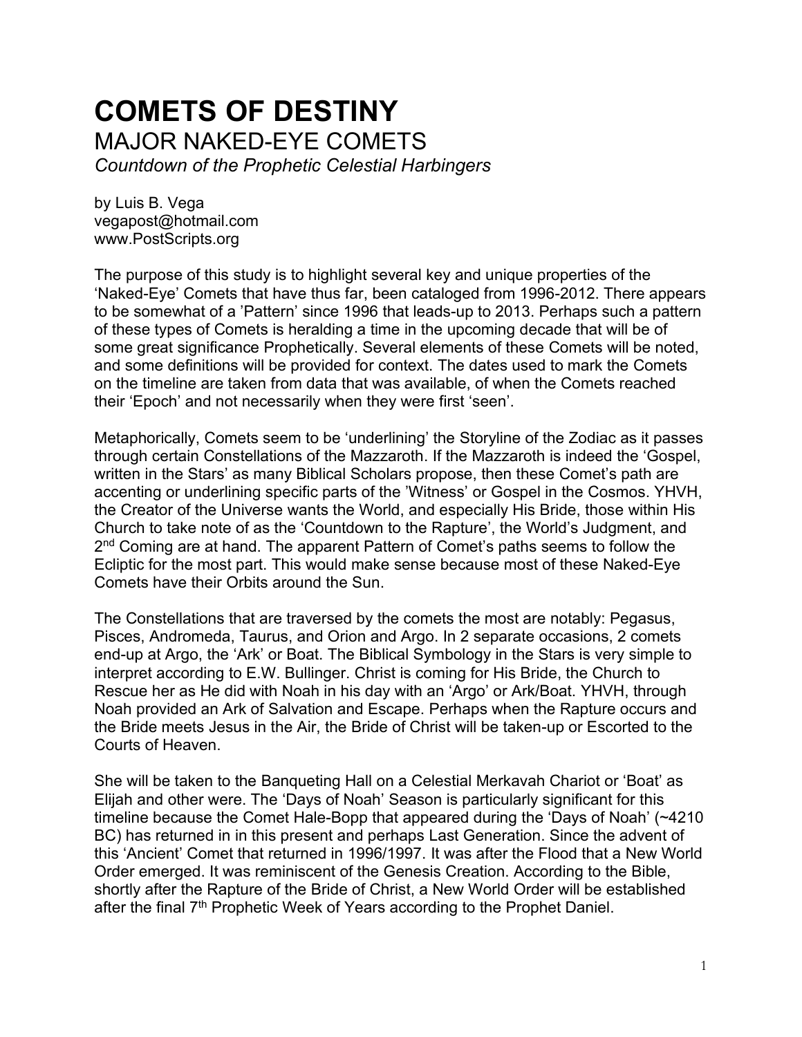# COMETS OF DESTINY

## MAJOR NAKED-EYE COMETS

*Countdown of the Prophetic Celestial Harbingers*

by Luis B. Vega
vegapost@hotmail.com
www.PostScripts.org

The purpose of this study is to highlight several key and unique properties of the 'Naked-Eye' Comets that have thus far, been cataloged from 1996-2012. There appears to be somewhat of a 'Pattern' since 1996 that leads-up to 2013. Perhaps such a pattern of these types of Comets is heralding a time in the upcoming decade that will be of some great significance Prophetically. Several elements of these Comets will be noted, and some definitions will be provided for context. The dates used to mark the Comets on the timeline are taken from data that was available, of when the Comets reached their 'Epoch' and not necessarily when they were first 'seen'.

Metaphorically, Comets seem to be 'underlining' the Storyline of the Zodiac as it passes through certain Constellations of the Mazzaroth. If the Mazzaroth is indeed the 'Gospel, written in the Stars' as many Biblical Scholars propose, then these Comet's path are accenting or underlining specific parts of the 'Witness' or Gospel in the Cosmos. YHVH, the Creator of the Universe wants the World, and especially His Bride, those within His Church to take note of as the 'Countdown to the Rapture', the World's Judgment, and 2nd Coming are at hand. The apparent Pattern of Comet's paths seems to follow the Ecliptic for the most part. This would make sense because most of these Naked-Eye Comets have their Orbits around the Sun.

The Constellations that are traversed by the comets the most are notably: Pegasus, Pisces, Andromeda, Taurus, and Orion and Argo. In 2 separate occasions, 2 comets end-up at Argo, the 'Ark' or Boat. The Biblical Symbology in the Stars is very simple to interpret according to E.W. Bullinger. Christ is coming for His Bride, the Church to Rescue her as He did with Noah in his day with an 'Argo' or Ark/Boat. YHVH, through Noah provided an Ark of Salvation and Escape. Perhaps when the Rapture occurs and the Bride meets Jesus in the Air, the Bride of Christ will be taken-up or Escorted to the Courts of Heaven.

She will be taken to the Banqueting Hall on a Celestial Merkavah Chariot or 'Boat' as Elijah and other were. The 'Days of Noah' Season is particularly significant for this timeline because the Comet Hale-Bopp that appeared during the 'Days of Noah' (~4210 BC) has returned in in this present and perhaps Last Generation. Since the advent of this 'Ancient' Comet that returned in 1996/1997. It was after the Flood that a New World Order emerged. It was reminiscent of the Genesis Creation. According to the Bible, shortly after the Rapture of the Bride of Christ, a New World Order will be established after the final 7th Prophetic Week of Years according to the Prophet Daniel.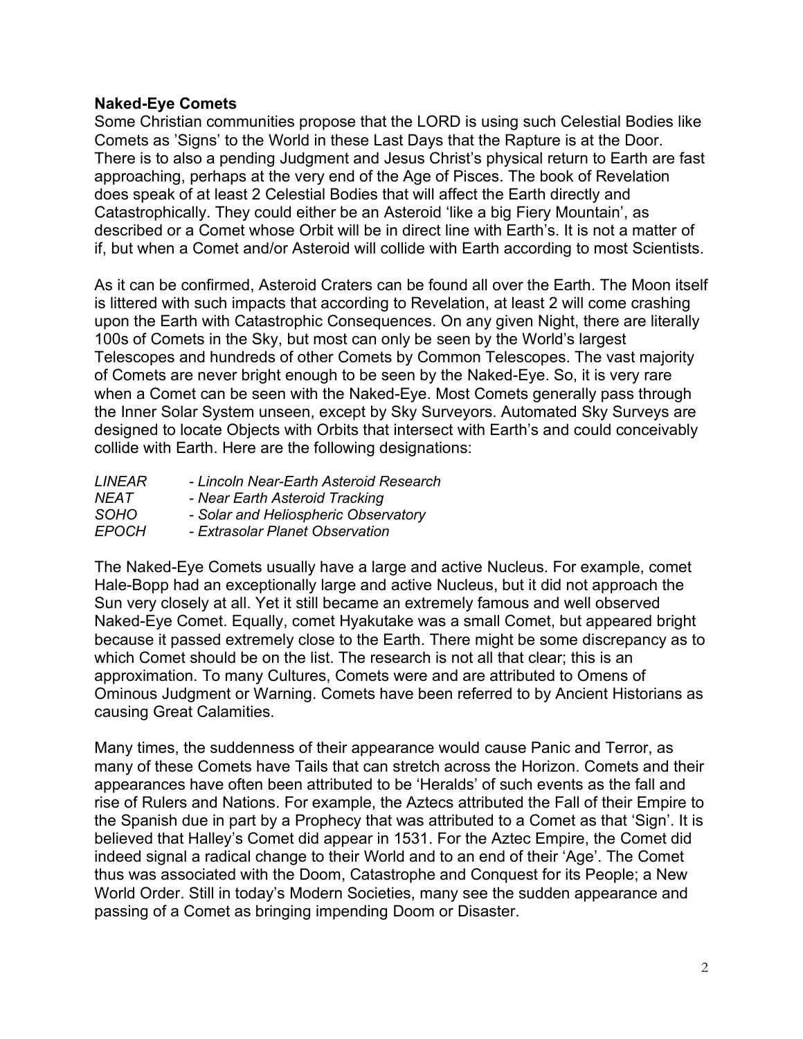**Naked-Eye Comets**

Some Christian communities propose that the LORD is using such Celestial Bodies like Comets as 'Signs' to the World in these Last Days that the Rapture is at the Door. There is to also a pending Judgment and Jesus Christ's physical return to Earth are fast approaching, perhaps at the very end of the Age of Pisces. The book of Revelation does speak of at least 2 Celestial Bodies that will affect the Earth directly and Catastrophically. They could either be an Asteroid 'like a big Fiery Mountain', as described or a Comet whose Orbit will be in direct line with Earth's. It is not a matter of if, but when a Comet and/or Asteroid will collide with Earth according to most Scientists.

As it can be confirmed, Asteroid Craters can be found all over the Earth. The Moon itself is littered with such impacts that according to Revelation, at least 2 will come crashing upon the Earth with Catastrophic Consequences. On any given Night, there are literally 100s of Comets in the Sky, but most can only be seen by the World's largest Telescopes and hundreds of other Comets by Common Telescopes. The vast majority of Comets are never bright enough to be seen by the Naked-Eye. So, it is very rare when a Comet can be seen with the Naked-Eye. Most Comets generally pass through the Inner Solar System unseen, except by Sky Surveyors. Automated Sky Surveys are designed to locate Objects with Orbits that intersect with Earth's and could conceivably collide with Earth. Here are the following designations:

*LINEAR* - *Lincoln Near-Earth Asteroid Research*
*NEAT* - *Near Earth Asteroid Tracking*
*SOHO* - *Solar and Heliospheric Observatory*
*EPOCH* - *Extrasolar Planet Observation*

The Naked-Eye Comets usually have a large and active Nucleus. For example, comet Hale-Bopp had an exceptionally large and active Nucleus, but it did not approach the Sun very closely at all. Yet it still became an extremely famous and well observed Naked-Eye Comet. Equally, comet Hyakutake was a small Comet, but appeared bright because it passed extremely close to the Earth. There might be some discrepancy as to which Comet should be on the list. The research is not all that clear; this is an approximation. To many Cultures, Comets were and are attributed to Omens of Ominous Judgment or Warning. Comets have been referred to by Ancient Historians as causing Great Calamities.

Many times, the suddenness of their appearance would cause Panic and Terror, as many of these Comets have Tails that can stretch across the Horizon. Comets and their appearances have often been attributed to be 'Heralds' of such events as the fall and rise of Rulers and Nations. For example, the Aztecs attributed the Fall of their Empire to the Spanish due in part by a Prophecy that was attributed to a Comet as that 'Sign'. It is believed that Halley's Comet did appear in 1531. For the Aztec Empire, the Comet did indeed signal a radical change to their World and to an end of their 'Age'. The Comet thus was associated with the Doom, Catastrophe and Conquest for its People; a New World Order. Still in today's Modern Societies, many see the sudden appearance and passing of a Comet as bringing impending Doom or Disaster.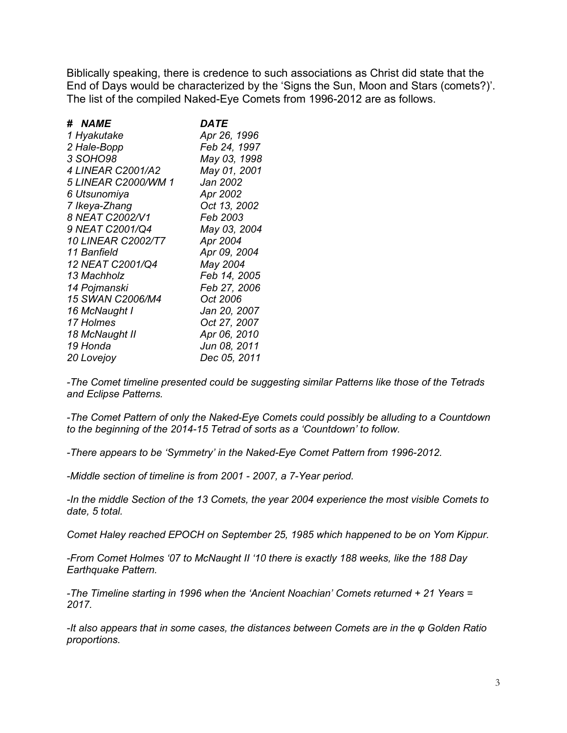Biblically speaking, there is credence to such associations as Christ did state that the End of Days would be characterized by the 'Signs the Sun, Moon and Stars (comets?)'. The list of the compiled Naked-Eye Comets from 1996-2012 are as follows.

| *#* | ***NAME*** | ***DATE*** |
|---|---|---|
| *1* | *Hyakutake* | *Apr 26, 1996* |
| *2* | *Hale-Bopp* | *Feb 24, 1997* |
| *3* | *SOHO98* | *May 03, 1998* |
| *4* | *LINEAR C2001/A2* | *May 01, 2001* |
| *5* | *LINEAR C2000/WM 1* | *Jan 2002* |
| *6* | *Utsunomiya* | *Apr 2002* |
| *7* | *Ikeya-Zhang* | *Oct 13, 2002* |
| *8* | *NEAT C2002/V1* | *Feb 2003* |
| *9* | *NEAT C2001/Q4* | *May 03, 2004* |
| *10* | *LINEAR C2002/T7* | *Apr 2004* |
| *11* | *Banfield* | *Apr 09, 2004* |
| *12* | *NEAT C2001/Q4* | *May 2004* |
| *13* | *Machholz* | *Feb 14, 2005* |
| *14* | *Pojmanski* | *Feb 27, 2006* |
| *15* | *SWAN C2006/M4* | *Oct 2006* |
| *16* | *McNaught I* | *Jan 20, 2007* |
| *17* | *Holmes* | *Oct 27, 2007* |
| *18* | *McNaught II* | *Apr 06, 2010* |
| *19* | *Honda* | *Jun 08, 2011* |
| *20* | *Lovejoy* | *Dec 05, 2011* |

*-The Comet timeline presented could be suggesting similar Patterns like those of the Tetrads and Eclipse Patterns.*

*-The Comet Pattern of only the Naked-Eye Comets could possibly be alluding to a Countdown to the beginning of the 2014-15 Tetrad of sorts as a 'Countdown' to follow.*

*-There appears to be 'Symmetry' in the Naked-Eye Comet Pattern from 1996-2012.*

*-Middle section of timeline is from 2001 - 2007, a 7-Year period.*

*-In the middle Section of the 13 Comets, the year 2004 experience the most visible Comets to date, 5 total.*

*Comet Haley reached EPOCH on September 25, 1985 which happened to be on Yom Kippur.*

*-From Comet Holmes '07 to McNaught II '10 there is exactly 188 weeks, like the 188 Day Earthquake Pattern.*

*-The Timeline starting in 1996 when the 'Ancient Noachian' Comets returned + 21 Years = 2017.*

*-It also appears that in some cases, the distances between Comets are in the φ Golden Ratio proportions.*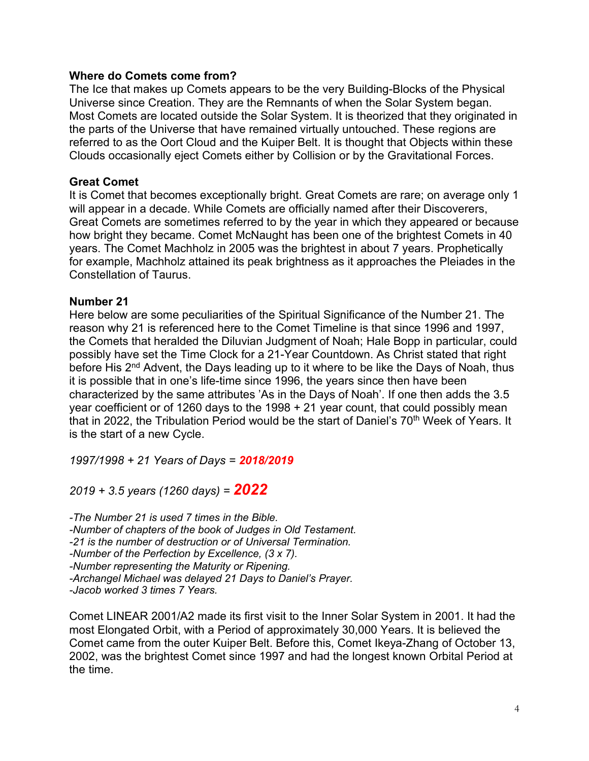**Where do Comets come from?**
The Ice that makes up Comets appears to be the very Building-Blocks of the Physical Universe since Creation. They are the Remnants of when the Solar System began. Most Comets are located outside the Solar System. It is theorized that they originated in the parts of the Universe that have remained virtually untouched. These regions are referred to as the Oort Cloud and the Kuiper Belt. It is thought that Objects within these Clouds occasionally eject Comets either by Collision or by the Gravitational Forces.

**Great Comet**
It is Comet that becomes exceptionally bright. Great Comets are rare; on average only 1 will appear in a decade. While Comets are officially named after their Discoverers, Great Comets are sometimes referred to by the year in which they appeared or because how bright they became. Comet McNaught has been one of the brightest Comets in 40 years. The Comet Machholz in 2005 was the brightest in about 7 years. Prophetically for example, Machholz attained its peak brightness as it approaches the Pleiades in the Constellation of Taurus.

**Number 21**
Here below are some peculiarities of the Spiritual Significance of the Number 21. The reason why 21 is referenced here to the Comet Timeline is that since 1996 and 1997, the Comets that heralded the Diluvian Judgment of Noah; Hale Bopp in particular, could possibly have set the Time Clock for a 21-Year Countdown. As Christ stated that right before His 2nd Advent, the Days leading up to it where to be like the Days of Noah, thus it is possible that in one's life-time since 1996, the years since then have been characterized by the same attributes 'As in the Days of Noah'. If one then adds the 3.5 year coefficient or of 1260 days to the 1998 + 21 year count, that could possibly mean that in 2022, the Tribulation Period would be the start of Daniel's 70th Week of Years. It is the start of a new Cycle.

*1997/1998 + 21 Years of Days =* ***2018/2019***

*2019 + 3.5 years (1260 days) =* ***2022***

*-The Number 21 is used 7 times in the Bible.*
*-Number of chapters of the book of Judges in Old Testament.*
*-21 is the number of destruction or of Universal Termination.*
*-Number of the Perfection by Excellence, (3 x 7).*
*-Number representing the Maturity or Ripening.*
*-Archangel Michael was delayed 21 Days to Daniel's Prayer.*
*-Jacob worked 3 times 7 Years.*

Comet LINEAR 2001/A2 made its first visit to the Inner Solar System in 2001. It had the most Elongated Orbit, with a Period of approximately 30,000 Years. It is believed the Comet came from the outer Kuiper Belt. Before this, Comet Ikeya-Zhang of October 13, 2002, was the brightest Comet since 1997 and had the longest known Orbital Period at the time.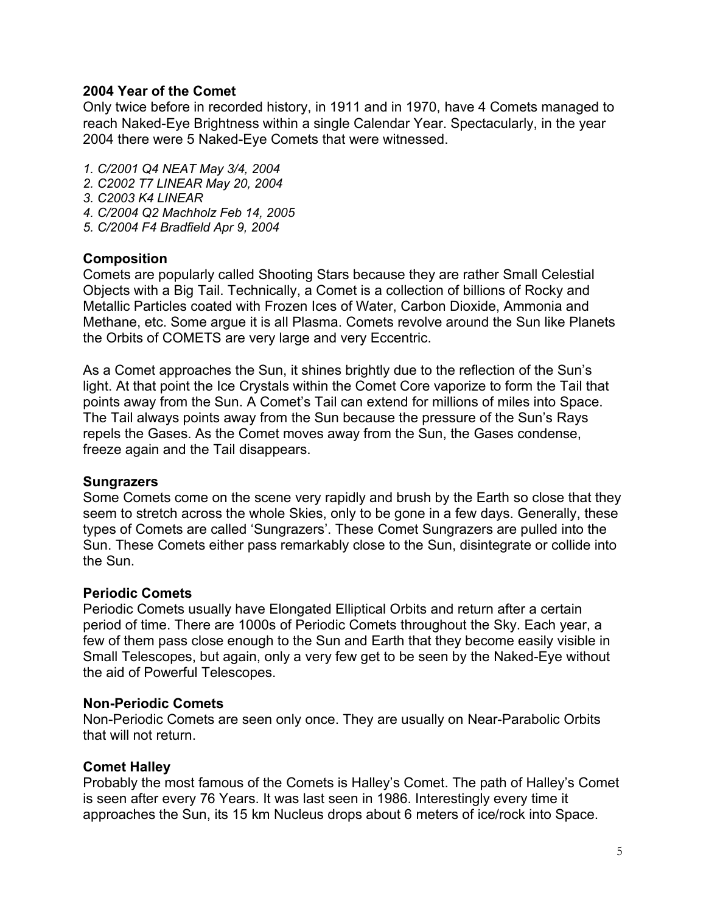## 2004 Year of the Comet

Only twice before in recorded history, in 1911 and in 1970, have 4 Comets managed to reach Naked-Eye Brightness within a single Calendar Year. Spectacularly, in the year 2004 there were 5 Naked-Eye Comets that were witnessed.

1. *C/2001 Q4 NEAT May 3/4, 2004*
2. *C2002 T7 LINEAR May 20, 2004*
3. *C2003 K4 LINEAR*
4. *C/2004 Q2 Machholz Feb 14, 2005*
5. *C/2004 F4 Bradfield Apr 9, 2004*

## Composition

Comets are popularly called Shooting Stars because they are rather Small Celestial Objects with a Big Tail. Technically, a Comet is a collection of billions of Rocky and Metallic Particles coated with Frozen Ices of Water, Carbon Dioxide, Ammonia and Methane, etc. Some argue it is all Plasma. Comets revolve around the Sun like Planets the Orbits of COMETS are very large and very Eccentric.

As a Comet approaches the Sun, it shines brightly due to the reflection of the Sun's light. At that point the Ice Crystals within the Comet Core vaporize to form the Tail that points away from the Sun. A Comet's Tail can extend for millions of miles into Space. The Tail always points away from the Sun because the pressure of the Sun's Rays repels the Gases. As the Comet moves away from the Sun, the Gases condense, freeze again and the Tail disappears.

## Sungrazers

Some Comets come on the scene very rapidly and brush by the Earth so close that they seem to stretch across the whole Skies, only to be gone in a few days. Generally, these types of Comets are called 'Sungrazers'. These Comet Sungrazers are pulled into the Sun. These Comets either pass remarkably close to the Sun, disintegrate or collide into the Sun.

## Periodic Comets

Periodic Comets usually have Elongated Elliptical Orbits and return after a certain period of time. There are 1000s of Periodic Comets throughout the Sky. Each year, a few of them pass close enough to the Sun and Earth that they become easily visible in Small Telescopes, but again, only a very few get to be seen by the Naked-Eye without the aid of Powerful Telescopes.

## Non-Periodic Comets

Non-Periodic Comets are seen only once. They are usually on Near-Parabolic Orbits that will not return.

## Comet Halley

Probably the most famous of the Comets is Halley's Comet. The path of Halley's Comet is seen after every 76 Years. It was last seen in 1986. Interestingly every time it approaches the Sun, its 15 km Nucleus drops about 6 meters of ice/rock into Space.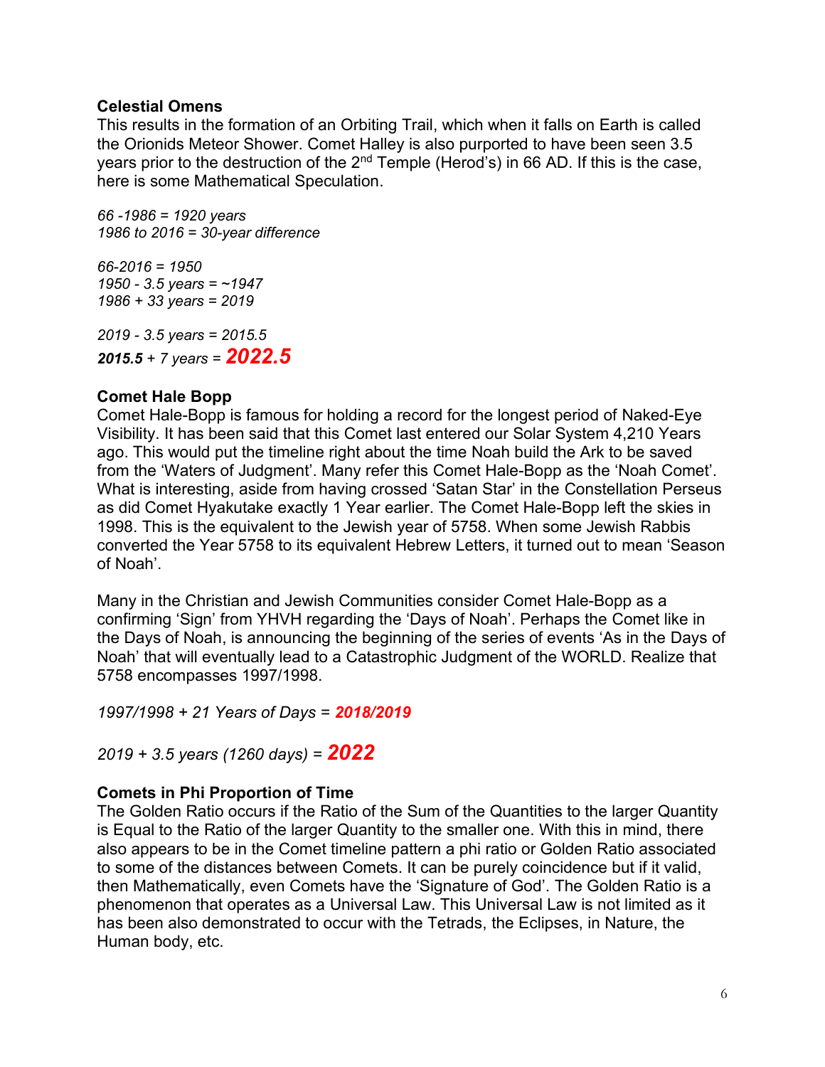**Celestial Omens**

This results in the formation of an Orbiting Trail, which when it falls on Earth is called the Orionids Meteor Shower. Comet Halley is also purported to have been seen 3.5 years prior to the destruction of the 2nd Temple (Herod's) in 66 AD. If this is the case, here is some Mathematical Speculation.

*66 -1986 = 1920 years*
*1986 to 2016 = 30-year difference*

*66-2016 = 1950*
*1950 - 3.5 years = ~1947*
*1986 + 33 years = 2019*

*2019 - 3.5 years = 2015.5*
***2015.5** + 7 years =* ***2022.5***

**Comet Hale Bopp**

Comet Hale-Bopp is famous for holding a record for the longest period of Naked-Eye Visibility. It has been said that this Comet last entered our Solar System 4,210 Years ago. This would put the timeline right about the time Noah build the Ark to be saved from the 'Waters of Judgment'. Many refer this Comet Hale-Bopp as the 'Noah Comet'. What is interesting, aside from having crossed 'Satan Star' in the Constellation Perseus as did Comet Hyakutake exactly 1 Year earlier. The Comet Hale-Bopp left the skies in 1998. This is the equivalent to the Jewish year of 5758. When some Jewish Rabbis converted the Year 5758 to its equivalent Hebrew Letters, it turned out to mean 'Season of Noah'.

Many in the Christian and Jewish Communities consider Comet Hale-Bopp as a confirming 'Sign' from YHVH regarding the 'Days of Noah'. Perhaps the Comet like in the Days of Noah, is announcing the beginning of the series of events 'As in the Days of Noah' that will eventually lead to a Catastrophic Judgment of the WORLD. Realize that 5758 encompasses 1997/1998.

*1997/1998 + 21 Years of Days =* ***2018/2019***

*2019 + 3.5 years (1260 days) =* ***2022***

**Comets in Phi Proportion of Time**

The Golden Ratio occurs if the Ratio of the Sum of the Quantities to the larger Quantity is Equal to the Ratio of the larger Quantity to the smaller one. With this in mind, there also appears to be in the Comet timeline pattern a phi ratio or Golden Ratio associated to some of the distances between Comets. It can be purely coincidence but if it valid, then Mathematically, even Comets have the 'Signature of God'. The Golden Ratio is a phenomenon that operates as a Universal Law. This Universal Law is not limited as it has been also demonstrated to occur with the Tetrads, the Eclipses, in Nature, the Human body, etc.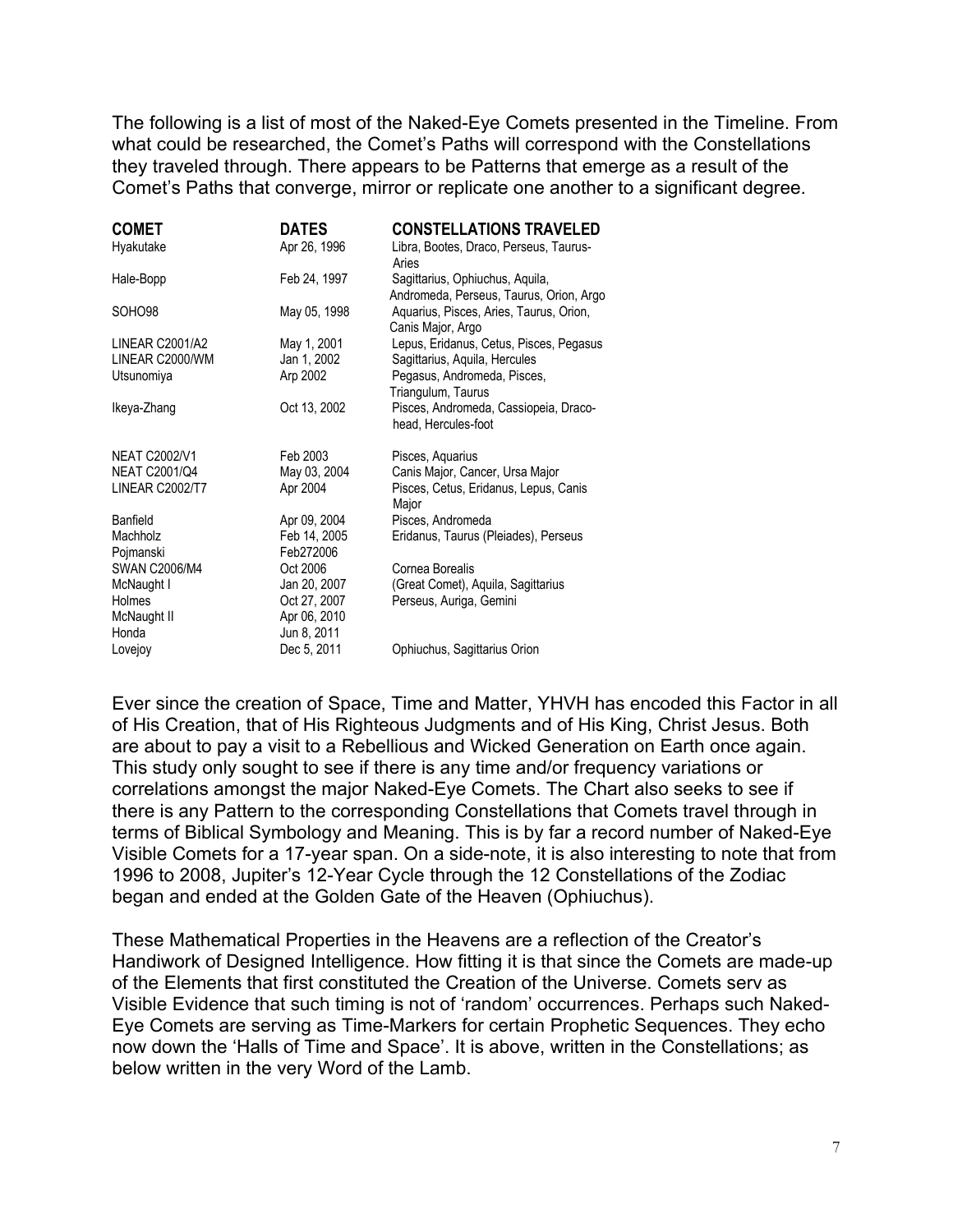The following is a list of most of the Naked-Eye Comets presented in the Timeline. From what could be researched, the Comet's Paths will correspond with the Constellations they traveled through. There appears to be Patterns that emerge as a result of the Comet's Paths that converge, mirror or replicate one another to a significant degree.

| COMET | DATES | CONSTELLATIONS TRAVELED |
|---|---|---|
| Hyakutake | Apr 26, 1996 | Libra, Bootes, Draco, Perseus, Taurus-Aries |
| Hale-Bopp | Feb 24, 1997 | Sagittarius, Ophiuchus, Aquila, Andromeda, Perseus, Taurus, Orion, Argo |
| SOHO98 | May 05, 1998 | Aquarius, Pisces, Aries, Taurus, Orion, Canis Major, Argo |
| LINEAR C2001/A2 | May 1, 2001 | Lepus, Eridanus, Cetus, Pisces, Pegasus |
| LINEAR C2000/WM | Jan 1, 2002 | Sagittarius, Aquila, Hercules |
| Utsunomiya | Arp 2002 | Pegasus, Andromeda, Pisces, Triangulum, Taurus |
| Ikeya-Zhang | Oct 13, 2002 | Pisces, Andromeda, Cassiopeia, Draco-head, Hercules-foot |
| NEAT C2002/V1 | Feb 2003 | Pisces, Aquarius |
| NEAT C2001/Q4 | May 03, 2004 | Canis Major, Cancer, Ursa Major |
| LINEAR C2002/T7 | Apr 2004 | Pisces, Cetus, Eridanus, Lepus, Canis Major |
| Banfield | Apr 09, 2004 | Pisces, Andromeda |
| Machholz | Feb 14, 2005 | Eridanus, Taurus (Pleiades), Perseus |
| Pojmanski | Feb272006 | |
| SWAN C2006/M4 | Oct 2006 | Cornea Borealis |
| McNaught I | Jan 20, 2007 | (Great Comet), Aquila, Sagittarius |
| Holmes | Oct 27, 2007 | Perseus, Auriga, Gemini |
| McNaught II | Apr 06, 2010 | |
| Honda | Jun 8, 2011 | |
| Lovejoy | Dec 5, 2011 | Ophiuchus, Sagittarius Orion |

Ever since the creation of Space, Time and Matter, YHVH has encoded this Factor in all of His Creation, that of His Righteous Judgments and of His King, Christ Jesus. Both are about to pay a visit to a Rebellious and Wicked Generation on Earth once again. This study only sought to see if there is any time and/or frequency variations or correlations amongst the major Naked-Eye Comets. The Chart also seeks to see if there is any Pattern to the corresponding Constellations that Comets travel through in terms of Biblical Symbology and Meaning. This is by far a record number of Naked-Eye Visible Comets for a 17-year span. On a side-note, it is also interesting to note that from 1996 to 2008, Jupiter's 12-Year Cycle through the 12 Constellations of the Zodiac began and ended at the Golden Gate of the Heaven (Ophiuchus).

These Mathematical Properties in the Heavens are a reflection of the Creator's Handiwork of Designed Intelligence. How fitting it is that since the Comets are made-up of the Elements that first constituted the Creation of the Universe. Comets serv as Visible Evidence that such timing is not of 'random' occurrences. Perhaps such Naked-Eye Comets are serving as Time-Markers for certain Prophetic Sequences. They echo now down the 'Halls of Time and Space'. It is above, written in the Constellations; as below written in the very Word of the Lamb.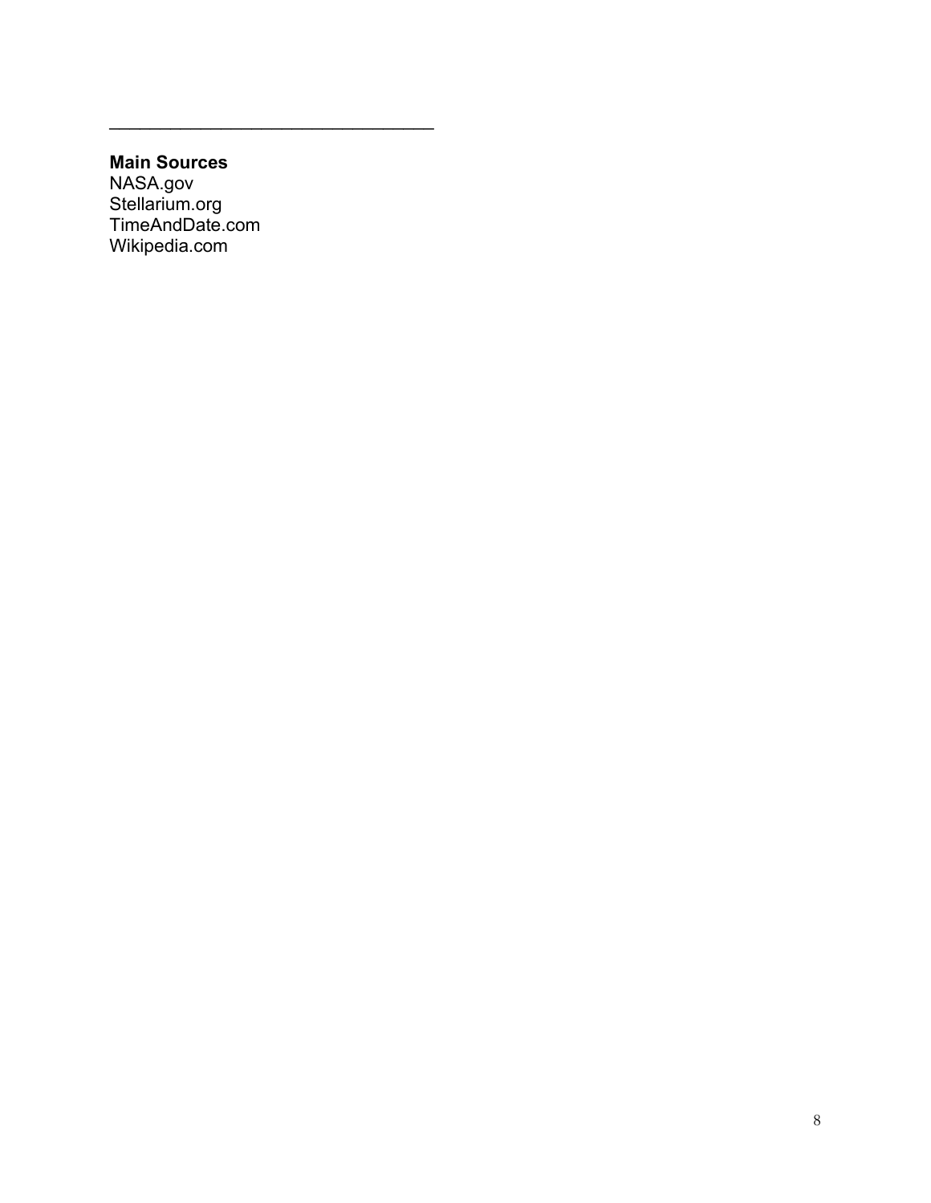---

**Main Sources**
NASA.gov
Stellarium.org
TimeAndDate.com
Wikipedia.com